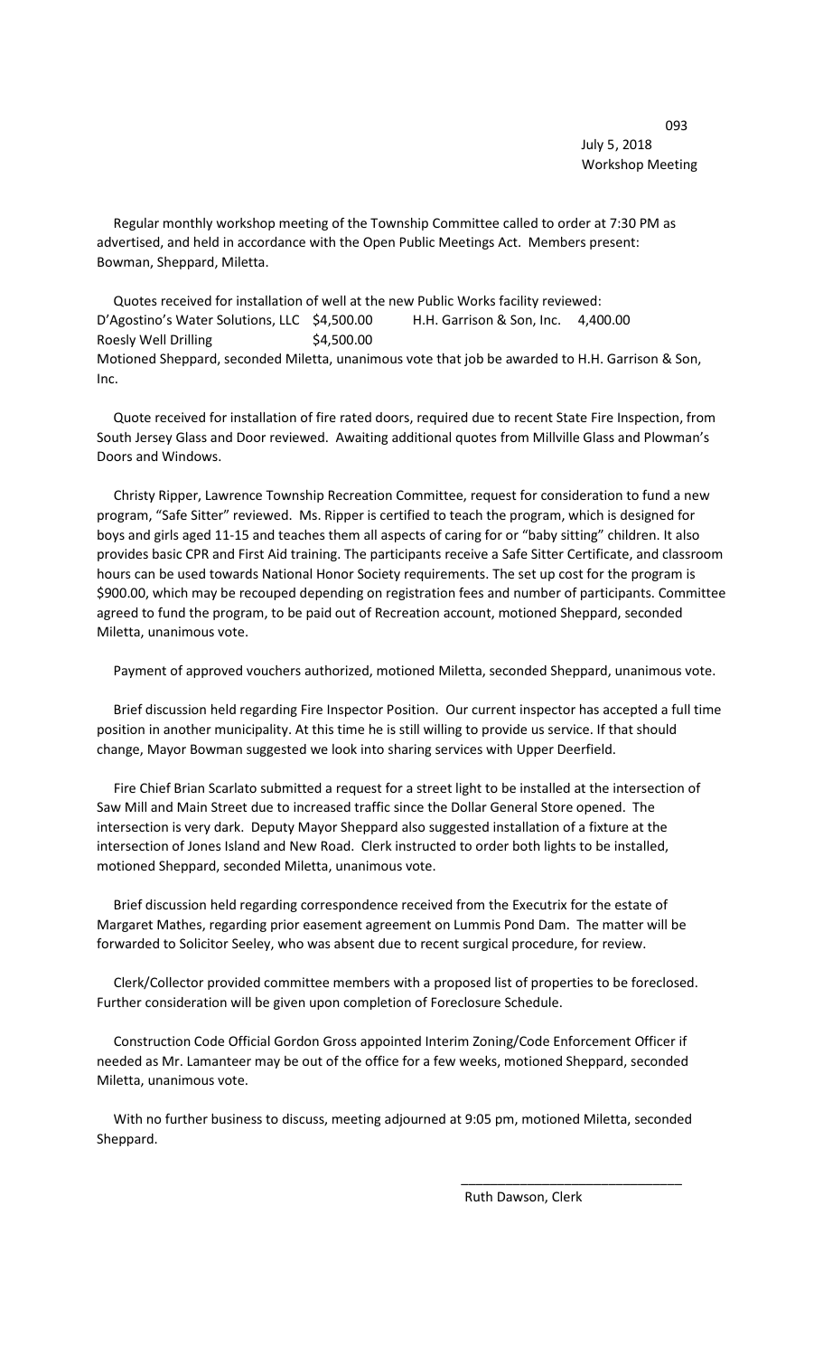July 5, 2018
Workshop Meeting

Regular monthly workshop meeting of the Township Committee called to order at 7:30 PM as advertised, and held in accordance with the Open Public Meetings Act. Members present: Bowman, Sheppard, Miletta.

Quotes received for installation of well at the new Public Works facility reviewed:

| | | | |
|---|---|---|---|
| D'Agostino's Water Solutions, LLC | $4,500.00 | H.H. Garrison & Son, Inc. | 4,400.00 |
| Roesly Well Drilling | $4,500.00 | | |

Motioned Sheppard, seconded Miletta, unanimous vote that job be awarded to H.H. Garrison & Son, Inc.

Quote received for installation of fire rated doors, required due to recent State Fire Inspection, from South Jersey Glass and Door reviewed. Awaiting additional quotes from Millville Glass and Plowman's Doors and Windows.

Christy Ripper, Lawrence Township Recreation Committee, request for consideration to fund a new program, "Safe Sitter" reviewed. Ms. Ripper is certified to teach the program, which is designed for boys and girls aged 11-15 and teaches them all aspects of caring for or "baby sitting" children. It also provides basic CPR and First Aid training. The participants receive a Safe Sitter Certificate, and classroom hours can be used towards National Honor Society requirements. The set up cost for the program is $900.00, which may be recouped depending on registration fees and number of participants. Committee agreed to fund the program, to be paid out of Recreation account, motioned Sheppard, seconded Miletta, unanimous vote.

Payment of approved vouchers authorized, motioned Miletta, seconded Sheppard, unanimous vote.

Brief discussion held regarding Fire Inspector Position. Our current inspector has accepted a full time position in another municipality. At this time he is still willing to provide us service. If that should change, Mayor Bowman suggested we look into sharing services with Upper Deerfield.

Fire Chief Brian Scarlato submitted a request for a street light to be installed at the intersection of Saw Mill and Main Street due to increased traffic since the Dollar General Store opened. The intersection is very dark. Deputy Mayor Sheppard also suggested installation of a fixture at the intersection of Jones Island and New Road. Clerk instructed to order both lights to be installed, motioned Sheppard, seconded Miletta, unanimous vote.

Brief discussion held regarding correspondence received from the Executrix for the estate of Margaret Mathes, regarding prior easement agreement on Lummis Pond Dam. The matter will be forwarded to Solicitor Seeley, who was absent due to recent surgical procedure, for review.

Clerk/Collector provided committee members with a proposed list of properties to be foreclosed. Further consideration will be given upon completion of Foreclosure Schedule.

Construction Code Official Gordon Gross appointed Interim Zoning/Code Enforcement Officer if needed as Mr. Lamanteer may be out of the office for a few weeks, motioned Sheppard, seconded Miletta, unanimous vote.

With no further business to discuss, meeting adjourned at 9:05 pm, motioned Miletta, seconded Sheppard.

\_\_\_\_\_\_\_\_\_\_\_\_\_\_\_\_\_\_\_\_\_\_\_\_\_\_\_\_\_\_

Ruth Dawson, Clerk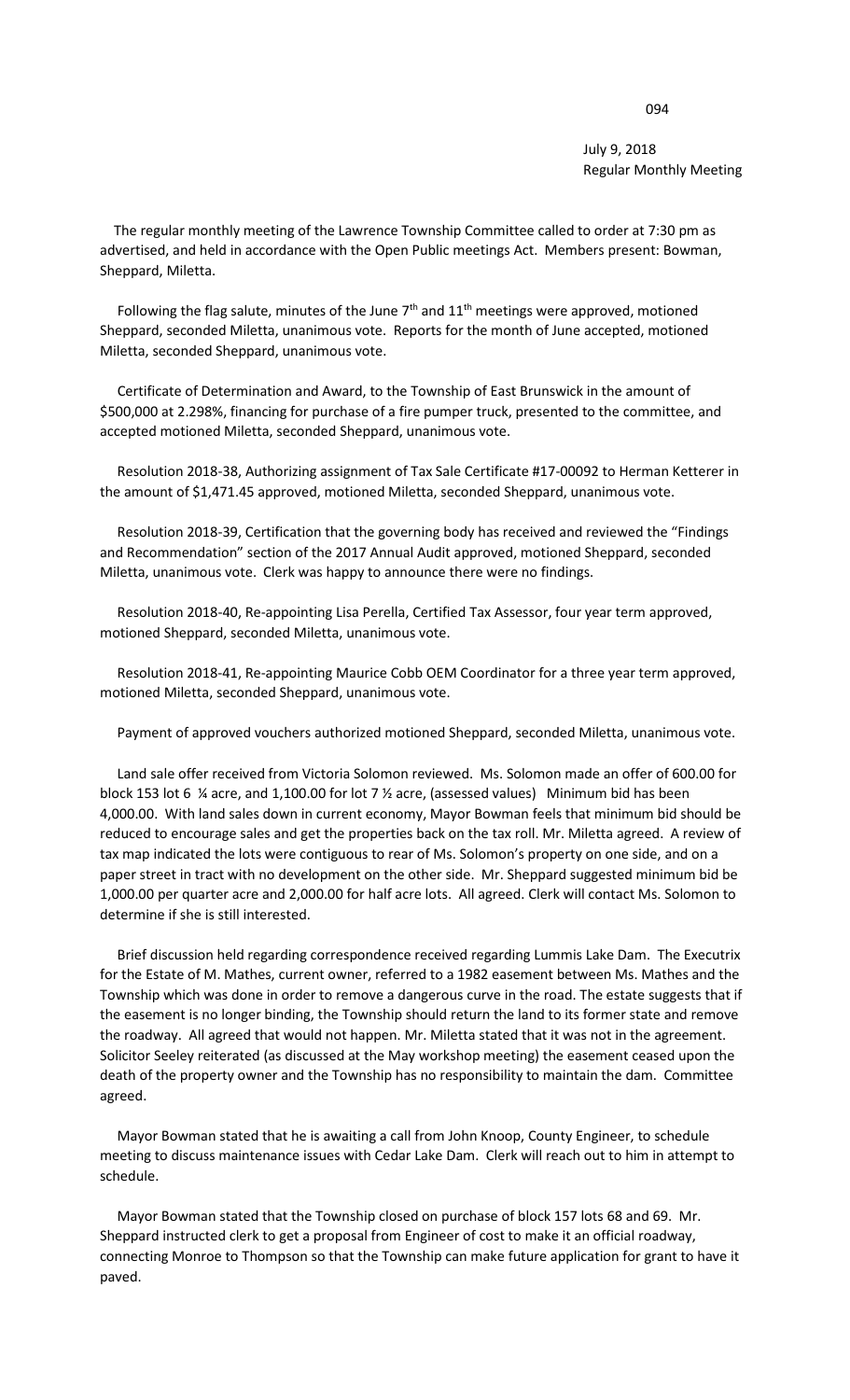July 9, 2018
Regular Monthly Meeting

The regular monthly meeting of the Lawrence Township Committee called to order at 7:30 pm as advertised, and held in accordance with the Open Public meetings Act. Members present: Bowman, Sheppard, Miletta.

Following the flag salute, minutes of the June 7th and 11th meetings were approved, motioned Sheppard, seconded Miletta, unanimous vote. Reports for the month of June accepted, motioned Miletta, seconded Sheppard, unanimous vote.

Certificate of Determination and Award, to the Township of East Brunswick in the amount of $500,000 at 2.298%, financing for purchase of a fire pumper truck, presented to the committee, and accepted motioned Miletta, seconded Sheppard, unanimous vote.

Resolution 2018-38, Authorizing assignment of Tax Sale Certificate #17-00092 to Herman Ketterer in the amount of $1,471.45 approved, motioned Miletta, seconded Sheppard, unanimous vote.

Resolution 2018-39, Certification that the governing body has received and reviewed the "Findings and Recommendation" section of the 2017 Annual Audit approved, motioned Sheppard, seconded Miletta, unanimous vote. Clerk was happy to announce there were no findings.

Resolution 2018-40, Re-appointing Lisa Perella, Certified Tax Assessor, four year term approved, motioned Sheppard, seconded Miletta, unanimous vote.

Resolution 2018-41, Re-appointing Maurice Cobb OEM Coordinator for a three year term approved, motioned Miletta, seconded Sheppard, unanimous vote.

Payment of approved vouchers authorized motioned Sheppard, seconded Miletta, unanimous vote.

Land sale offer received from Victoria Solomon reviewed. Ms. Solomon made an offer of 600.00 for block 153 lot 6 ¼ acre, and 1,100.00 for lot 7 ½ acre, (assessed values) Minimum bid has been 4,000.00. With land sales down in current economy, Mayor Bowman feels that minimum bid should be reduced to encourage sales and get the properties back on the tax roll. Mr. Miletta agreed. A review of tax map indicated the lots were contiguous to rear of Ms. Solomon's property on one side, and on a paper street in tract with no development on the other side. Mr. Sheppard suggested minimum bid be 1,000.00 per quarter acre and 2,000.00 for half acre lots. All agreed. Clerk will contact Ms. Solomon to determine if she is still interested.

Brief discussion held regarding correspondence received regarding Lummis Lake Dam. The Executrix for the Estate of M. Mathes, current owner, referred to a 1982 easement between Ms. Mathes and the Township which was done in order to remove a dangerous curve in the road. The estate suggests that if the easement is no longer binding, the Township should return the land to its former state and remove the roadway. All agreed that would not happen. Mr. Miletta stated that it was not in the agreement. Solicitor Seeley reiterated (as discussed at the May workshop meeting) the easement ceased upon the death of the property owner and the Township has no responsibility to maintain the dam. Committee agreed.

Mayor Bowman stated that he is awaiting a call from John Knoop, County Engineer, to schedule meeting to discuss maintenance issues with Cedar Lake Dam. Clerk will reach out to him in attempt to schedule.

Mayor Bowman stated that the Township closed on purchase of block 157 lots 68 and 69. Mr. Sheppard instructed clerk to get a proposal from Engineer of cost to make it an official roadway, connecting Monroe to Thompson so that the Township can make future application for grant to have it paved.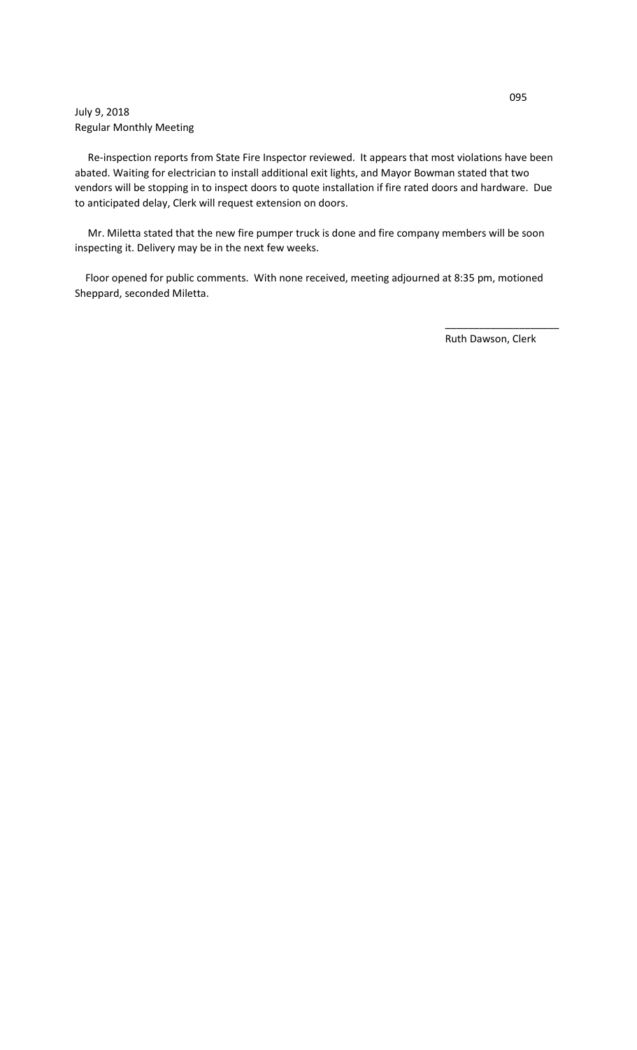July 9, 2018
Regular Monthly Meeting

Re-inspection reports from State Fire Inspector reviewed. It appears that most violations have been abated. Waiting for electrician to install additional exit lights, and Mayor Bowman stated that two vendors will be stopping in to inspect doors to quote installation if fire rated doors and hardware. Due to anticipated delay, Clerk will request extension on doors.

Mr. Miletta stated that the new fire pumper truck is done and fire company members will be soon inspecting it. Delivery may be in the next few weeks.

Floor opened for public comments. With none received, meeting adjourned at 8:35 pm, motioned Sheppard, seconded Miletta.

\_\_\_\_\_\_\_\_\_\_\_\_\_\_\_\_\_\_\_\_

Ruth Dawson, Clerk